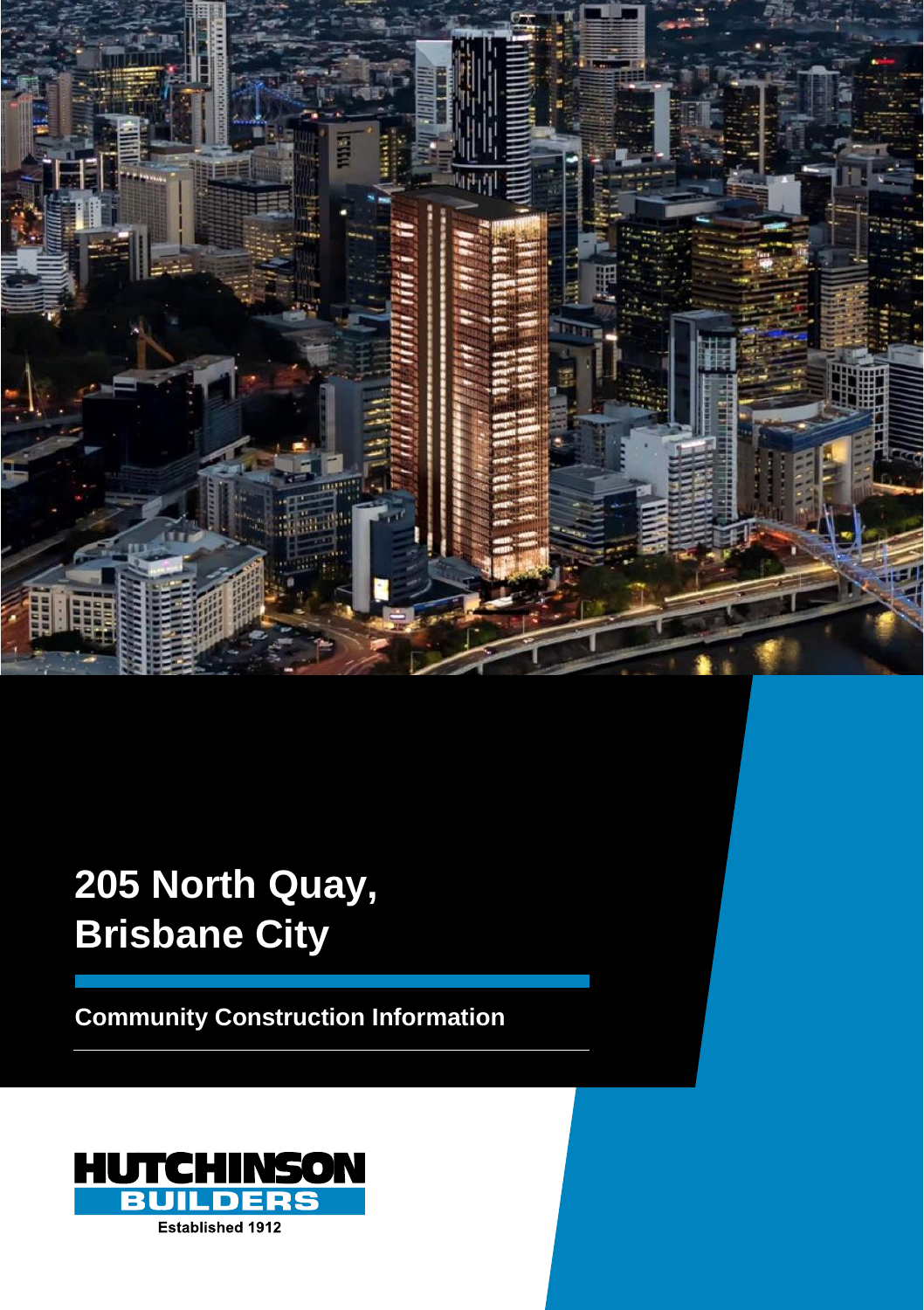# 205 North Quay, Brisbane City

## Community Construction Information

HUTCHINSON BUILDERS

Established 1912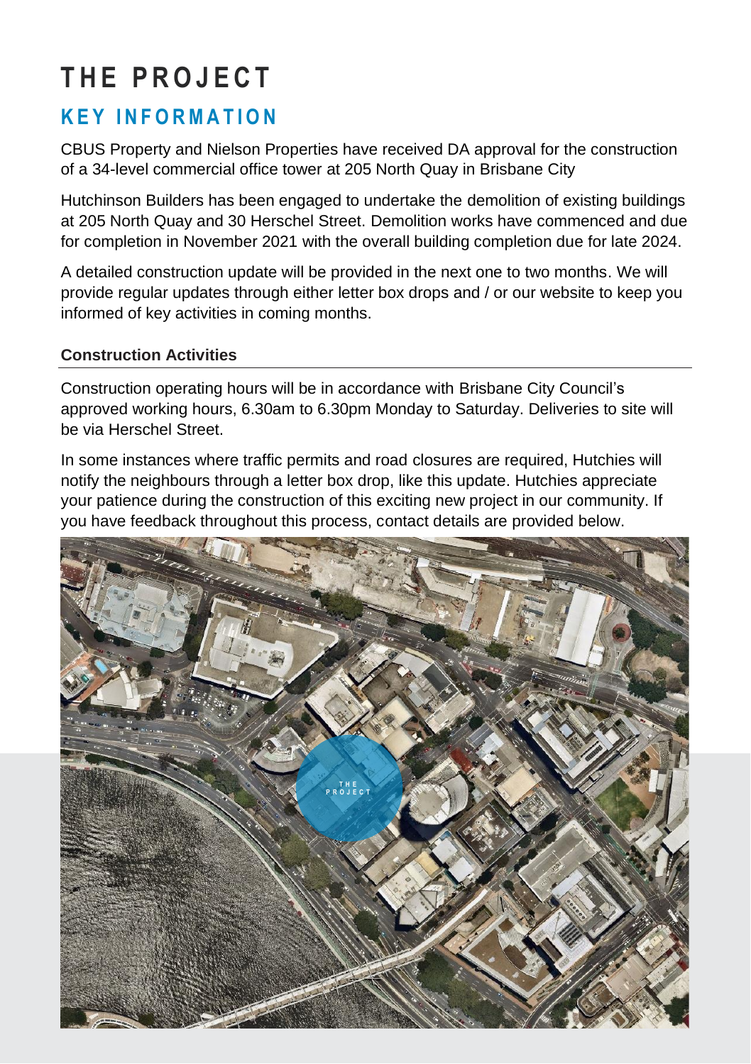# THE PROJECT

## KEY INFORMATION

CBUS Property and Nielson Properties have received DA approval for the construction of a 34-level commercial office tower at 205 North Quay in Brisbane City

Hutchinson Builders has been engaged to undertake the demolition of existing buildings at 205 North Quay and 30 Herschel Street. Demolition works have commenced and due for completion in November 2021 with the overall building completion due for late 2024.

A detailed construction update will be provided in the next one to two months. We will provide regular updates through either letter box drops and / or our website to keep you informed of key activities in coming months.

### Construction Activities

Construction operating hours will be in accordance with Brisbane City Council's approved working hours, 6.30am to 6.30pm Monday to Saturday. Deliveries to site will be via Herschel Street.

In some instances where traffic permits and road closures are required, Hutchies will notify the neighbours through a letter box drop, like this update. Hutchies appreciate your patience during the construction of this exciting new project in our community. If you have feedback throughout this process, contact details are provided below.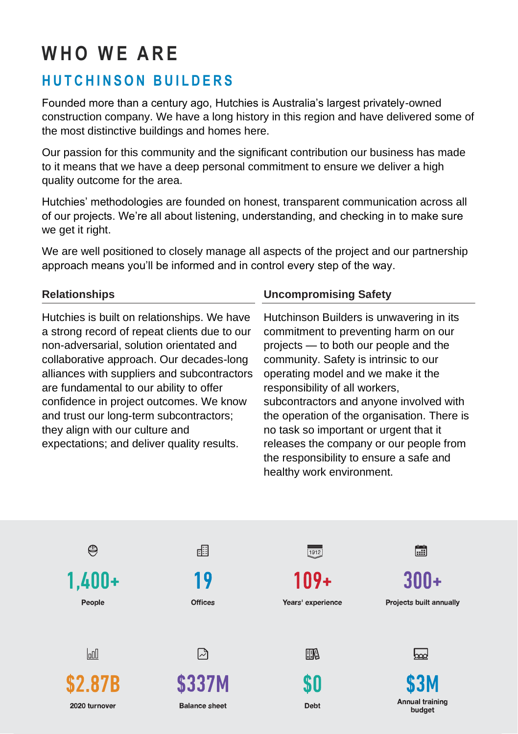# WHO WE ARE

## HUTCHINSON BUILDERS

Founded more than a century ago, Hutchies is Australia's largest privately-owned construction company. We have a long history in this region and have delivered some of the most distinctive buildings and homes here.

Our passion for this community and the significant contribution our business has made to it means that we have a deep personal commitment to ensure we deliver a high quality outcome for the area.

Hutchies' methodologies are founded on honest, transparent communication across all of our projects. We're all about listening, understanding, and checking in to make sure we get it right.

We are well positioned to closely manage all aspects of the project and our partnership approach means you'll be informed and in control every step of the way.

### Relationships

Hutchies is built on relationships. We have a strong record of repeat clients due to our non-adversarial, solution orientated and collaborative approach. Our decades-long alliances with suppliers and subcontractors are fundamental to our ability to offer confidence in project outcomes. We know and trust our long-term subcontractors; they align with our culture and expectations; and deliver quality results.

### Uncompromising Safety

Hutchinson Builders is unwavering in its commitment to preventing harm on our projects — to both our people and the community. Safety is intrinsic to our operating model and we make it the responsibility of all workers, subcontractors and anyone involved with the operation of the organisation. There is no task so important or urgent that it releases the company or our people from the responsibility to ensure a safe and healthy work environment.

**1,400+**
People

**19**
Offices

**109+**
Years' experience

**300+**
Projects built annually

**$2.87B**
2020 turnover

**$337M**
Balance sheet

**$0**
Debt

**$3M**
Annual training budget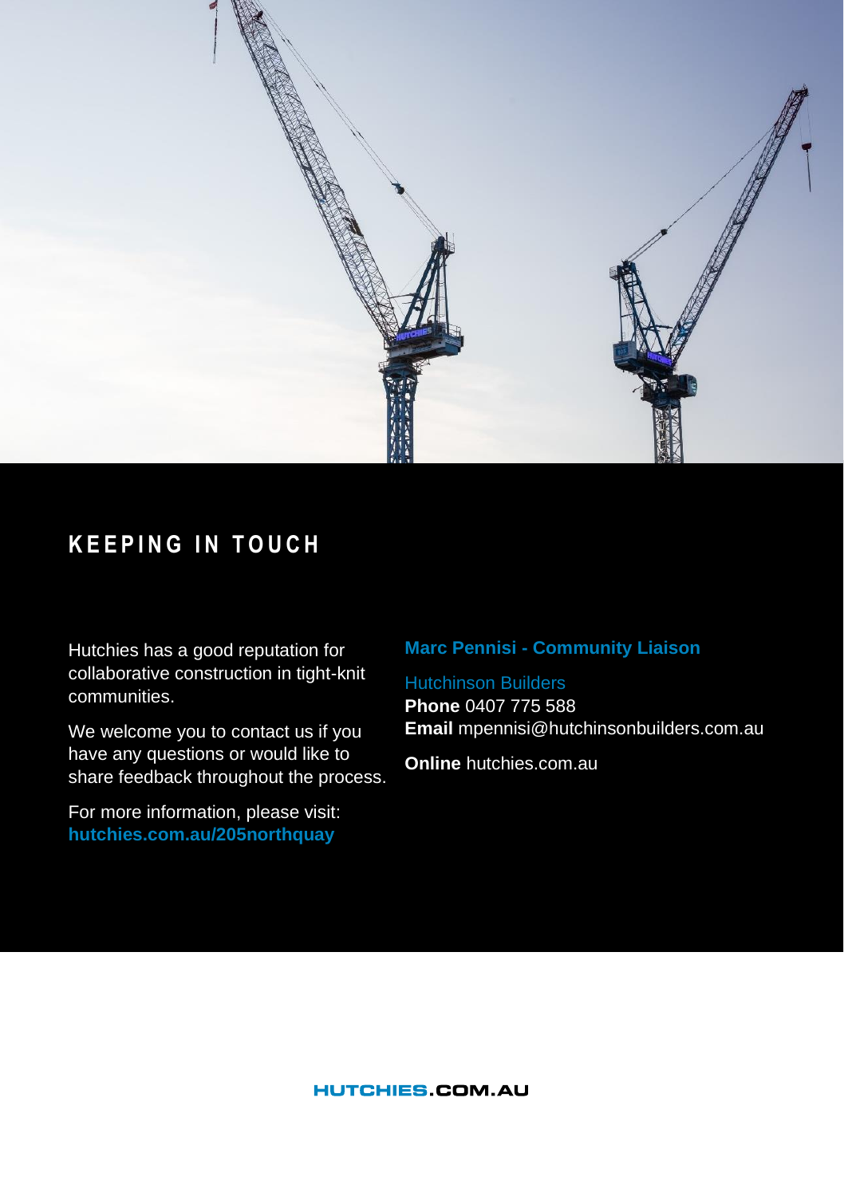## KEEPING IN TOUCH

Hutchies has a good reputation for collaborative construction in tight-knit communities.

We welcome you to contact us if you have any questions or would like to share feedback throughout the process.

For more information, please visit: **hutchies.com.au/205northquay**

**Marc Pennisi - Community Liaison**

Hutchinson Builders
**Phone** 0407 775 588
**Email** mpennisi@hutchinsonbuilders.com.au

**Online** hutchies.com.au

**HUTCHIES.COM.AU**